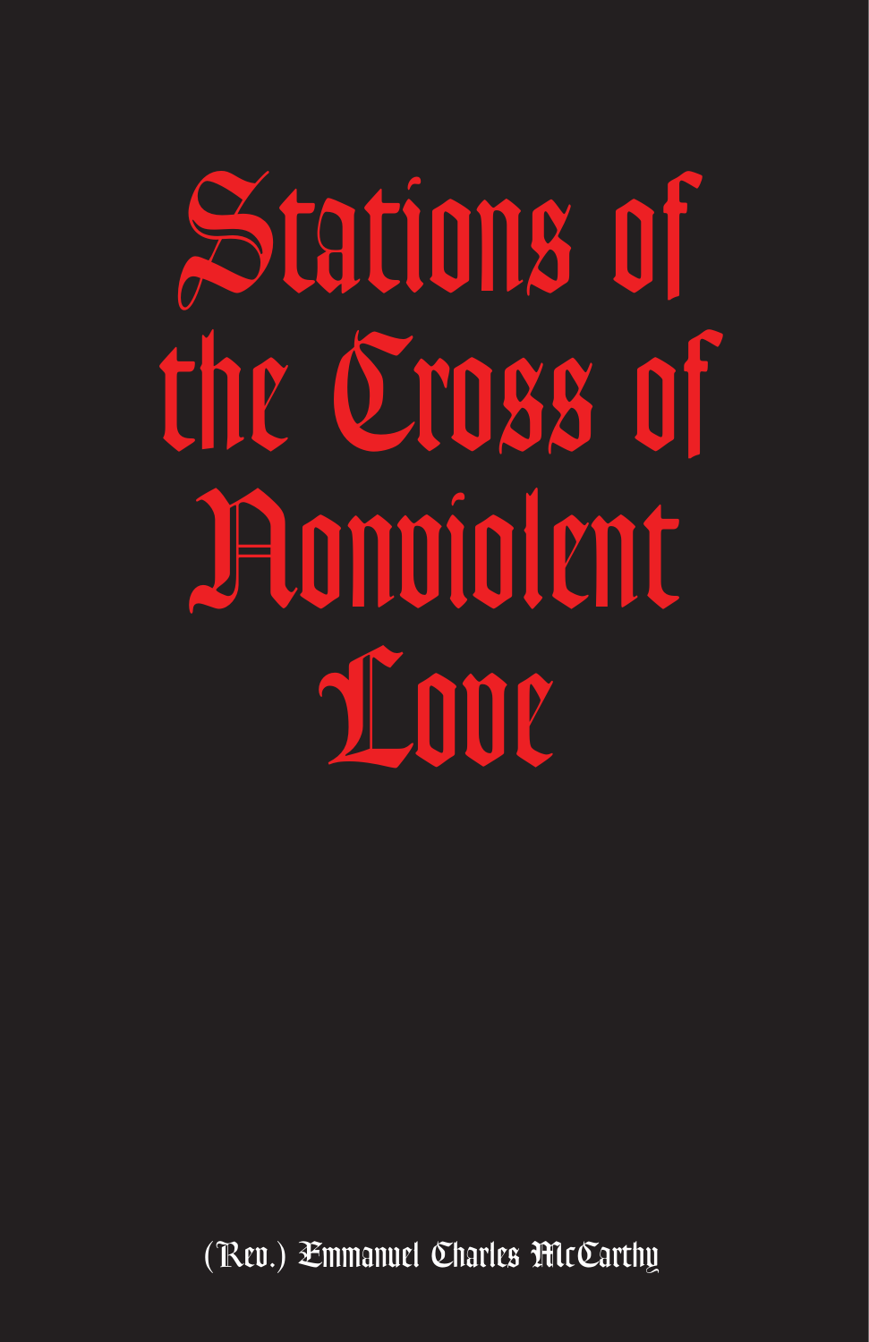# Stations of the Cross of Nonviolent Love

(Rev.) Emmanuel Charles McCarthy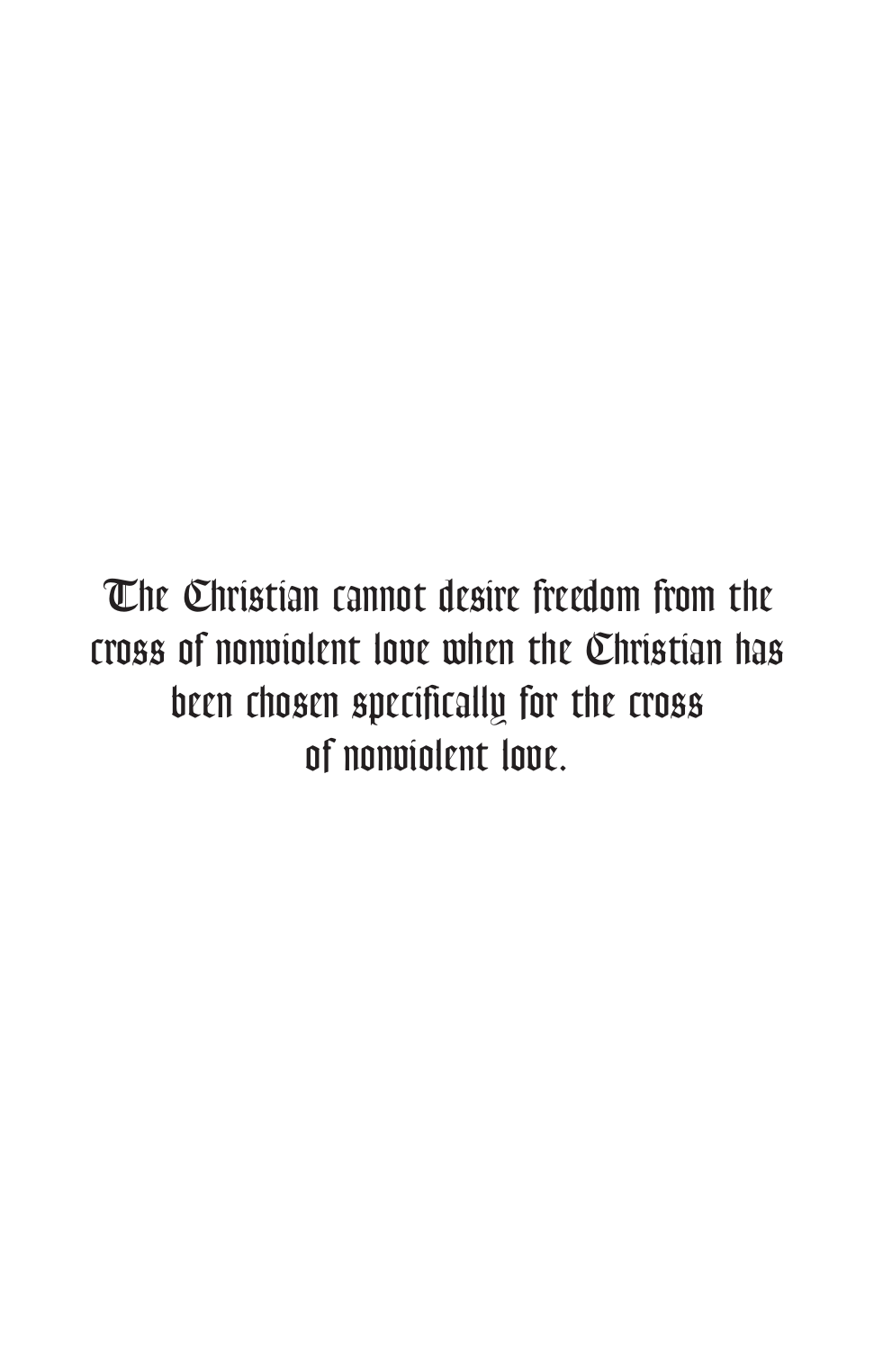The Christian cannot desire freedom from the cross of nonviolent love when the Christian has been chosen specifically for the cross of nonviolent love.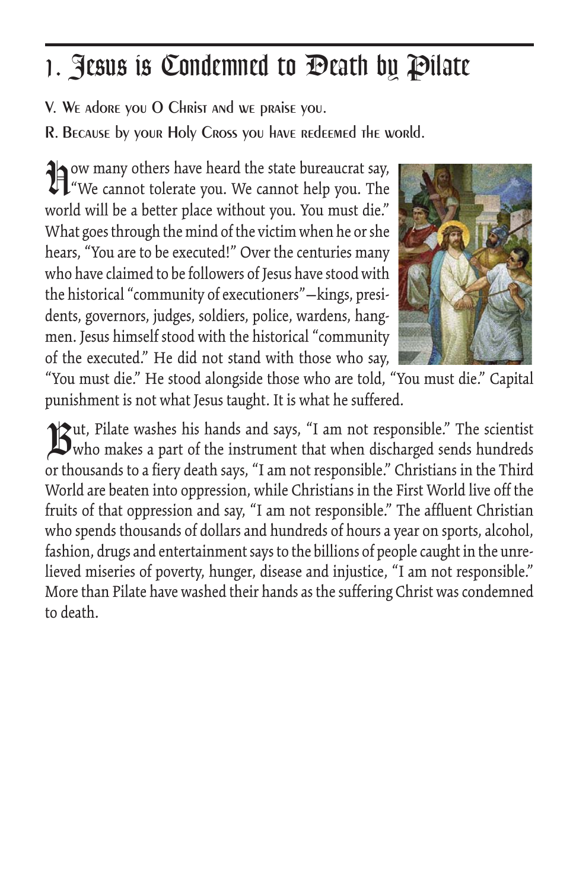# 1. Jesus is Condemned to Death by Pilate

V. We adore you O Christ and we praise you.

R. Because by your Holy Cross you have redeemed the world.

How many others have heard the state bureaucrat say, "We cannot tolerate you. We cannot help you. The world will be a better place without you. You must die." What goes through the mind of the victim when he or she hears, "You are to be executed!" Over the centuries many who have claimed to be followers of Jesus have stood with the historical "community of executioners"—kings, presidents, governors, judges, soldiers, police, wardens, hangmen. Jesus himself stood with the historical "community of the executed." He did not stand with those who say, "You must die." He stood alongside those who are told, "You must die." Capital punishment is not what Jesus taught. It is what he suffered.

But, Pilate washes his hands and says, "I am not responsible." The scientist who makes a part of the instrument that when discharged sends hundreds or thousands to a fiery death says, "I am not responsible." Christians in the Third World are beaten into oppression, while Christians in the First World live off the fruits of that oppression and say, "I am not responsible." The affluent Christian who spends thousands of dollars and hundreds of hours a year on sports, alcohol, fashion, drugs and entertainment says to the billions of people caught in the unrelieved miseries of poverty, hunger, disease and injustice, "I am not responsible." More than Pilate have washed their hands as the suffering Christ was condemned to death.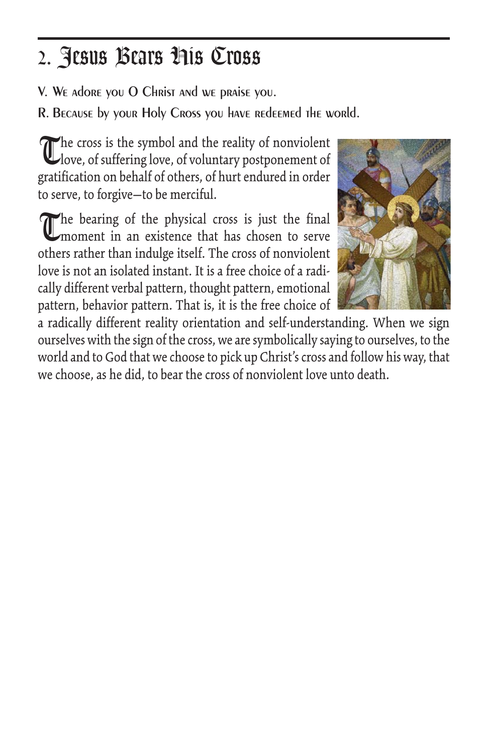## 2. Jesus Bears His Cross

V. We adore you O Christ and we praise you.

R. Because by your Holy Cross you have redeemed the world.

The cross is the symbol and the reality of nonviolent love, of suffering love, of voluntary postponement of gratification on behalf of others, of hurt endured in order to serve, to forgive—to be merciful.

The bearing of the physical cross is just the final moment in an existence that has chosen to serve others rather than indulge itself. The cross of nonviolent love is not an isolated instant. It is a free choice of a radically different verbal pattern, thought pattern, emotional pattern, behavior pattern. That is, it is the free choice of a radically different reality orientation and self-understanding. When we sign ourselves with the sign of the cross, we are symbolically saying to ourselves, to the world and to God that we choose to pick up Christ's cross and follow his way, that we choose, as he did, to bear the cross of nonviolent love unto death.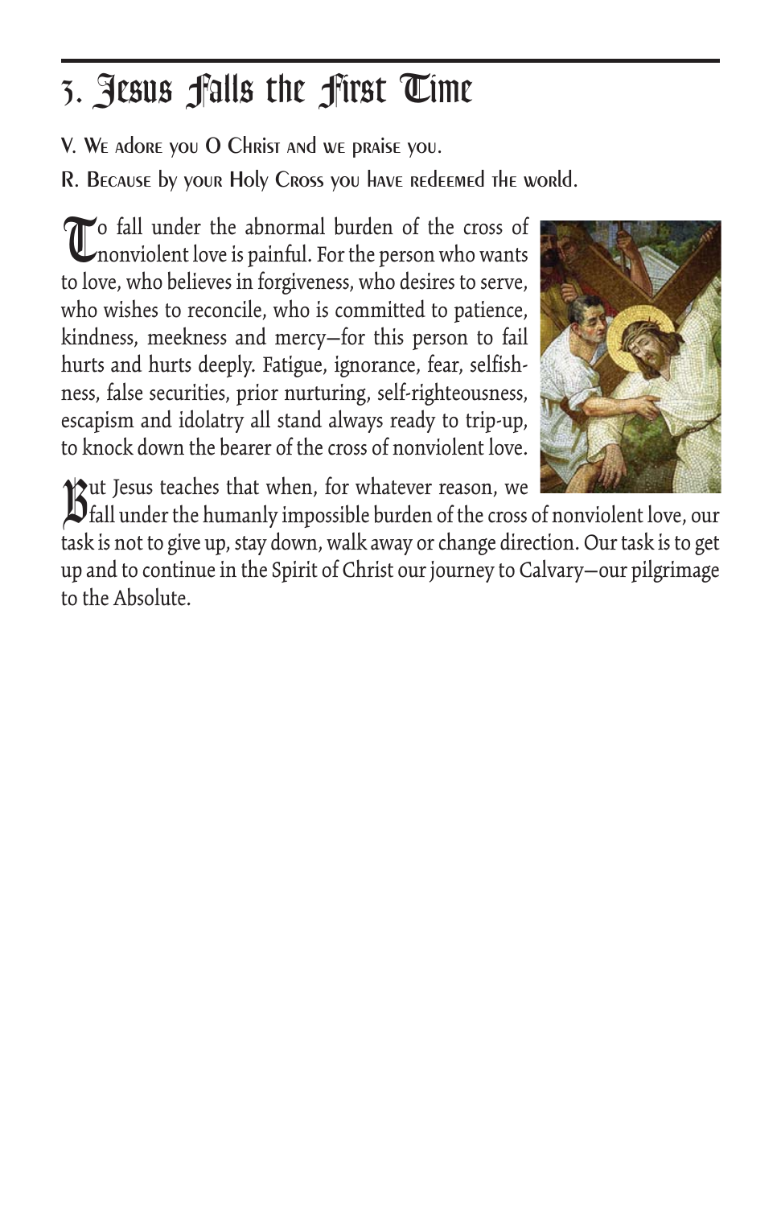# 3. Jesus Falls the First Time

V. We adore you O Christ and we praise you.

R. Because by your Holy Cross you have redeemed the world.

To fall under the abnormal burden of the cross of nonviolent love is painful. For the person who wants to love, who believes in forgiveness, who desires to serve, who wishes to reconcile, who is committed to patience, kindness, meekness and mercy—for this person to fail hurts and hurts deeply. Fatigue, ignorance, fear, selfishness, false securities, prior nurturing, self-righteousness, escapism and idolatry all stand always ready to trip-up, to knock down the bearer of the cross of nonviolent love.

But Jesus teaches that when, for whatever reason, we fall under the humanly impossible burden of the cross of nonviolent love, our task is not to give up, stay down, walk away or change direction. Our task is to get up and to continue in the Spirit of Christ our journey to Calvary—our pilgrimage to the Absolute.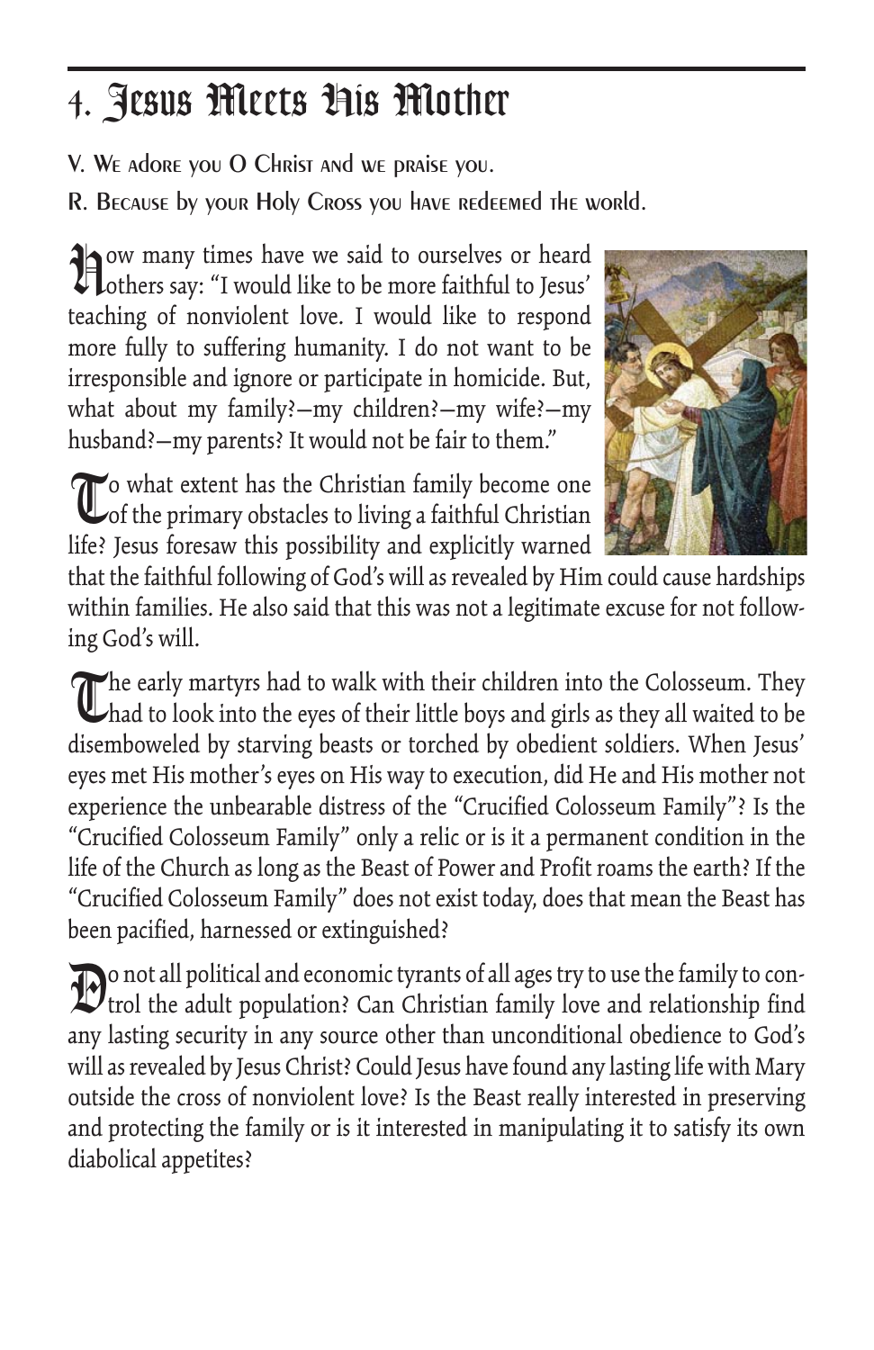# 4. Jesus Meets His Mother

V. We adore you O Christ and we praise you.

R. Because by your Holy Cross you have redeemed the world.

How many times have we said to ourselves or heard others say: "I would like to be more faithful to Jesus' teaching of nonviolent love. I would like to respond more fully to suffering humanity. I do not want to be irresponsible and ignore or participate in homicide. But, what about my family?—my children?—my wife?—my husband?—my parents? It would not be fair to them."

To what extent has the Christian family become one of the primary obstacles to living a faithful Christian life? Jesus foresaw this possibility and explicitly warned that the faithful following of God's will as revealed by Him could cause hardships within families. He also said that this was not a legitimate excuse for not following God's will.

The early martyrs had to walk with their children into the Colosseum. They had to look into the eyes of their little boys and girls as they all waited to be disemboweled by starving beasts or torched by obedient soldiers. When Jesus' eyes met His mother's eyes on His way to execution, did He and His mother not experience the unbearable distress of the "Crucified Colosseum Family"? Is the "Crucified Colosseum Family" only a relic or is it a permanent condition in the life of the Church as long as the Beast of Power and Profit roams the earth? If the "Crucified Colosseum Family" does not exist today, does that mean the Beast has been pacified, harnessed or extinguished?

Do not all political and economic tyrants of all ages try to use the family to control the adult population? Can Christian family love and relationship find any lasting security in any source other than unconditional obedience to God's will as revealed by Jesus Christ? Could Jesus have found any lasting life with Mary outside the cross of nonviolent love? Is the Beast really interested in preserving and protecting the family or is it interested in manipulating it to satisfy its own diabolical appetites?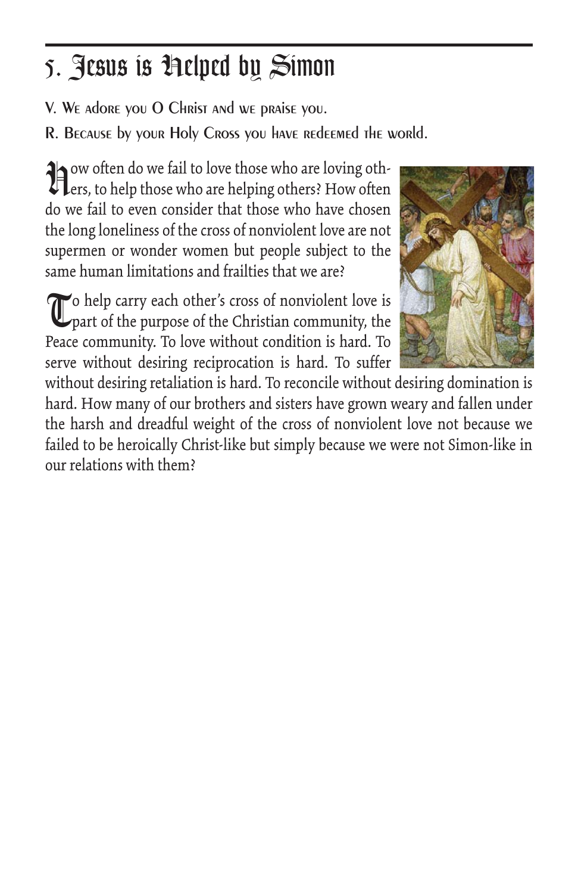# 5. Jesus is Helped by Simon

V. We adore you O Christ and we praise you.

R. Because by your Holy Cross you have redeemed the world.

How often do we fail to love those who are loving others, to help those who are helping others? How often do we fail to even consider that those who have chosen the long loneliness of the cross of nonviolent love are not supermen or wonder women but people subject to the same human limitations and frailties that we are?

To help carry each other's cross of nonviolent love is part of the purpose of the Christian community, the Peace community. To love without condition is hard. To serve without desiring reciprocation is hard. To suffer without desiring retaliation is hard. To reconcile without desiring domination is hard. How many of our brothers and sisters have grown weary and fallen under the harsh and dreadful weight of the cross of nonviolent love not because we failed to be heroically Christ-like but simply because we were not Simon-like in our relations with them?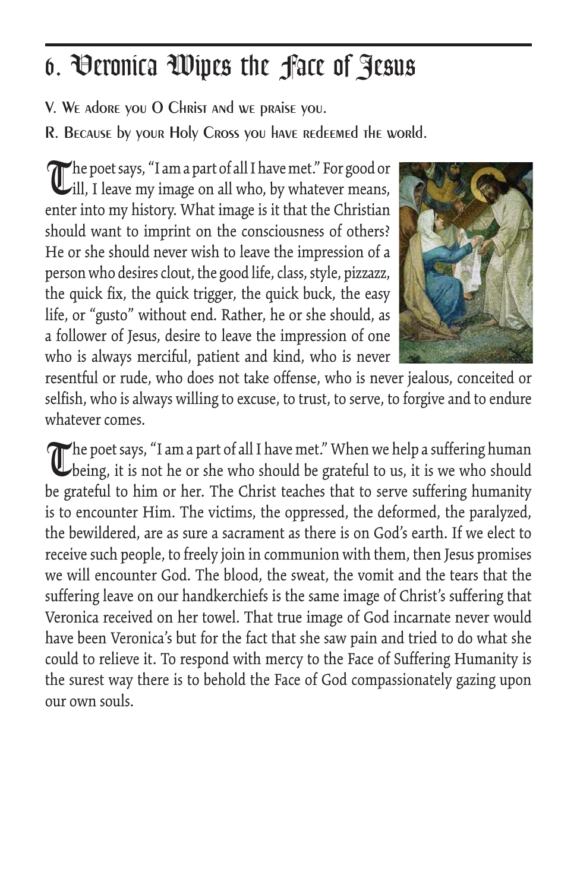# 6. Veronica Wipes the Face of Jesus

V. We adore you O Christ and we praise you.

R. Because by your Holy Cross you have redeemed the world.

The poet says, "I am a part of all I have met." For good or ill, I leave my image on all who, by whatever means, enter into my history. What image is it that the Christian should want to imprint on the consciousness of others? He or she should never wish to leave the impression of a person who desires clout, the good life, class, style, pizzazz, the quick fix, the quick trigger, the quick buck, the easy life, or "gusto" without end. Rather, he or she should, as a follower of Jesus, desire to leave the impression of one who is always merciful, patient and kind, who is never resentful or rude, who does not take offense, who is never jealous, conceited or selfish, who is always willing to excuse, to trust, to serve, to forgive and to endure whatever comes.

The poet says, "I am a part of all I have met." When we help a suffering human being, it is not he or she who should be grateful to us, it is we who should be grateful to him or her. The Christ teaches that to serve suffering humanity is to encounter Him. The victims, the oppressed, the deformed, the paralyzed, the bewildered, are as sure a sacrament as there is on God's earth. If we elect to receive such people, to freely join in communion with them, then Jesus promises we will encounter God. The blood, the sweat, the vomit and the tears that the suffering leave on our handkerchiefs is the same image of Christ's suffering that Veronica received on her towel. That true image of God incarnate never would have been Veronica's but for the fact that she saw pain and tried to do what she could to relieve it. To respond with mercy to the Face of Suffering Humanity is the surest way there is to behold the Face of God compassionately gazing upon our own souls.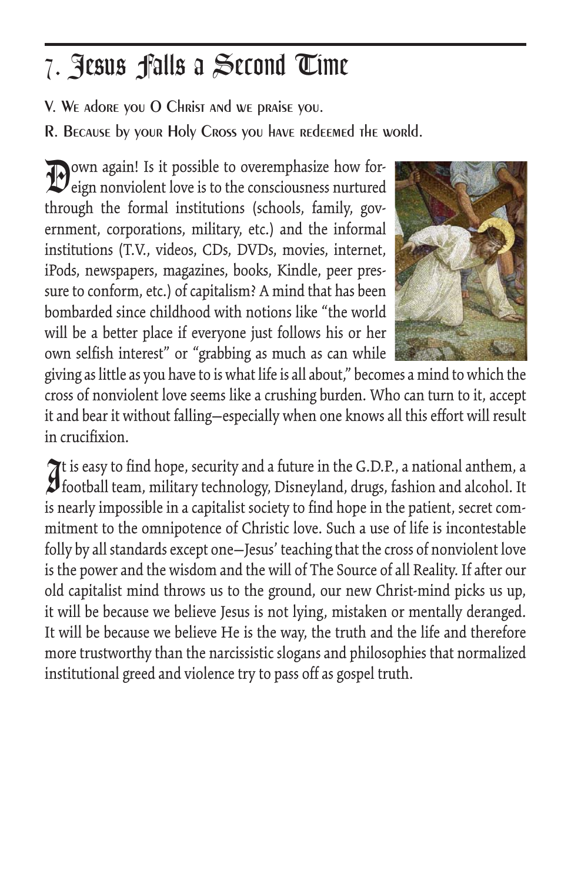# 7. Jesus Falls a Second Time

V. We adore you O Christ and we praise you.

R. Because by your Holy Cross you have redeemed the world.

Down again! Is it possible to overemphasize how foreign nonviolent love is to the consciousness nurtured through the formal institutions (schools, family, government, corporations, military, etc.) and the informal institutions (T.V., videos, CDs, DVDs, movies, internet, iPods, newspapers, magazines, books, Kindle, peer pressure to conform, etc.) of capitalism? A mind that has been bombarded since childhood with notions like "the world will be a better place if everyone just follows his or her own selfish interest" or "grabbing as much as can while giving as little as you have to is what life is all about," becomes a mind to which the cross of nonviolent love seems like a crushing burden. Who can turn to it, accept it and bear it without falling—especially when one knows all this effort will result in crucifixion.

It is easy to find hope, security and a future in the G.D.P., a national anthem, a football team, military technology, Disneyland, drugs, fashion and alcohol. It is nearly impossible in a capitalist society to find hope in the patient, secret commitment to the omnipotence of Christic love. Such a use of life is incontestable folly by all standards except one—Jesus' teaching that the cross of nonviolent love is the power and the wisdom and the will of The Source of all Reality. If after our old capitalist mind throws us to the ground, our new Christ-mind picks us up, it will be because we believe Jesus is not lying, mistaken or mentally deranged. It will be because we believe He is the way, the truth and the life and therefore more trustworthy than the narcissistic slogans and philosophies that normalized institutional greed and violence try to pass off as gospel truth.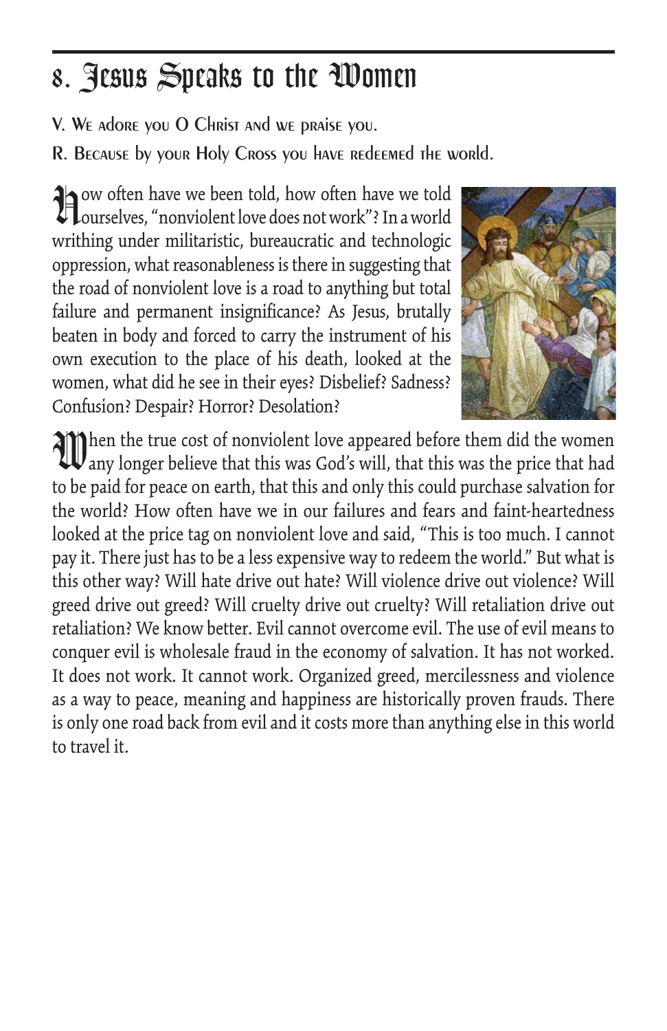# 8. Jesus Speaks to the Women

V. We adore you O Christ and we praise you.

R. Because by your Holy Cross you have redeemed the world.

How often have we been told, how often have we told ourselves, "nonviolent love does not work"? In a world writhing under militaristic, bureaucratic and technologic oppression, what reasonableness is there in suggesting that the road of nonviolent love is a road to anything but total failure and permanent insignificance? As Jesus, brutally beaten in body and forced to carry the instrument of his own execution to the place of his death, looked at the women, what did he see in their eyes? Disbelief? Sadness? Confusion? Despair? Horror? Desolation?

When the true cost of nonviolent love appeared before them did the women any longer believe that this was God's will, that this was the price that had to be paid for peace on earth, that this and only this could purchase salvation for the world? How often have we in our failures and fears and faint-heartedness looked at the price tag on nonviolent love and said, "This is too much. I cannot pay it. There just has to be a less expensive way to redeem the world." But what is this other way? Will hate drive out hate? Will violence drive out violence? Will greed drive out greed? Will cruelty drive out cruelty? Will retaliation drive out retaliation? We know better. Evil cannot overcome evil. The use of evil means to conquer evil is wholesale fraud in the economy of salvation. It has not worked. It does not work. It cannot work. Organized greed, mercilessness and violence as a way to peace, meaning and happiness are historically proven frauds. There is only one road back from evil and it costs more than anything else in this world to travel it.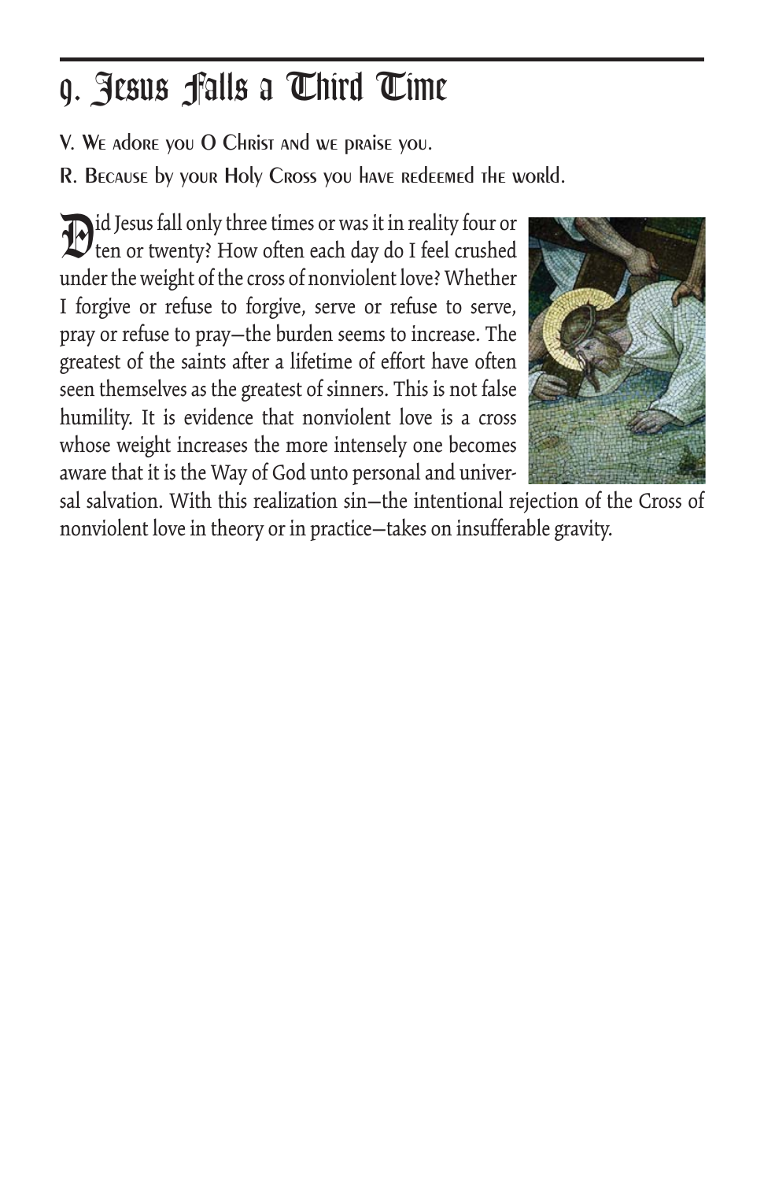# 9. Jesus Falls a Third Time

V. We adore you O Christ and we praise you.

R. Because by your Holy Cross you have redeemed the world.

Did Jesus fall only three times or was it in reality four or ten or twenty? How often each day do I feel crushed under the weight of the cross of nonviolent love? Whether I forgive or refuse to forgive, serve or refuse to serve, pray or refuse to pray—the burden seems to increase. The greatest of the saints after a lifetime of effort have often seen themselves as the greatest of sinners. This is not false humility. It is evidence that nonviolent love is a cross whose weight increases the more intensely one becomes aware that it is the Way of God unto personal and universal salvation. With this realization sin—the intentional rejection of the Cross of nonviolent love in theory or in practice—takes on insufferable gravity.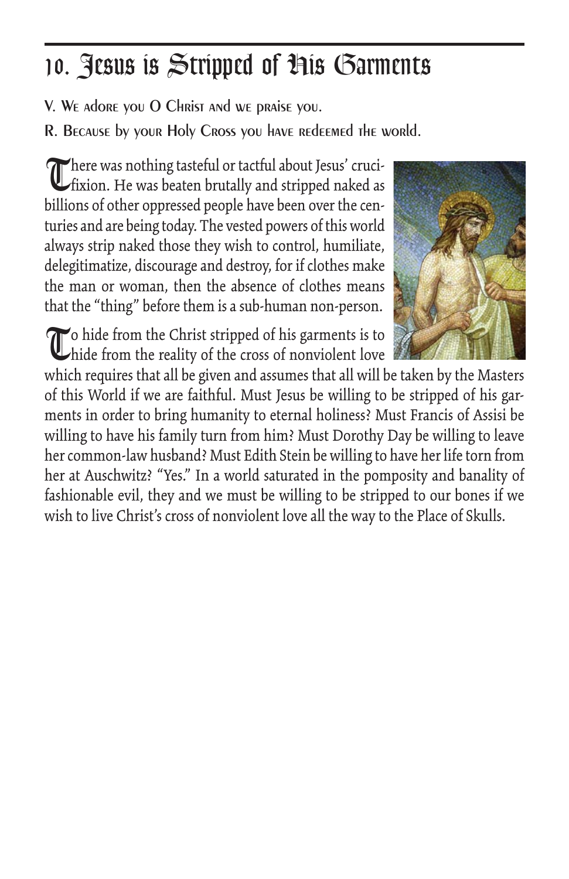# 10. Jesus is Stripped of His Garments

V. We adore you O Christ and we praise you.

R. Because by your Holy Cross you have redeemed the world.

There was nothing tasteful or tactful about Jesus' crucifixion. He was beaten brutally and stripped naked as billions of other oppressed people have been over the centuries and are being today. The vested powers of this world always strip naked those they wish to control, humiliate, delegitimatize, discourage and destroy, for if clothes make the man or woman, then the absence of clothes means that the "thing" before them is a sub-human non-person.

To hide from the Christ stripped of his garments is to hide from the reality of the cross of nonviolent love which requires that all be given and assumes that all will be taken by the Masters of this World if we are faithful. Must Jesus be willing to be stripped of his garments in order to bring humanity to eternal holiness? Must Francis of Assisi be willing to have his family turn from him? Must Dorothy Day be willing to leave her common-law husband? Must Edith Stein be willing to have her life torn from her at Auschwitz? "Yes." In a world saturated in the pomposity and banality of fashionable evil, they and we must be willing to be stripped to our bones if we wish to live Christ's cross of nonviolent love all the way to the Place of Skulls.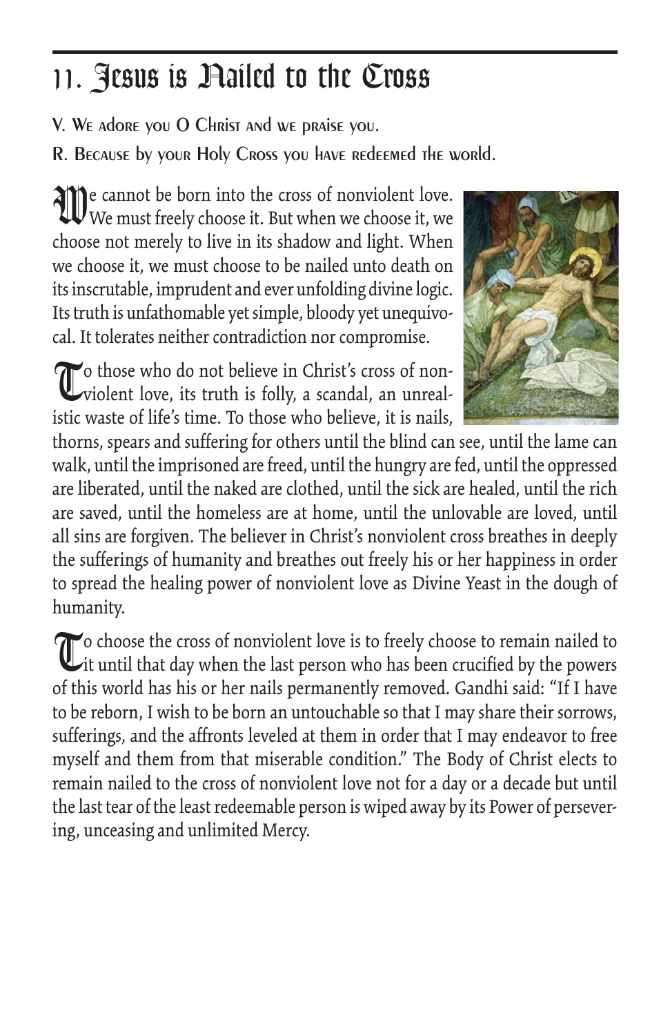# 11. Jesus is Nailed to the Cross

V. We adore you O Christ and we praise you.

R. Because by your Holy Cross you have redeemed the world.

We cannot be born into the cross of nonviolent love. We must freely choose it. But when we choose it, we choose not merely to live in its shadow and light. When we choose it, we must choose to be nailed unto death on its inscrutable, imprudent and ever unfolding divine logic. Its truth is unfathomable yet simple, bloody yet unequivocal. It tolerates neither contradiction nor compromise.

To those who do not believe in Christ's cross of nonviolent love, its truth is folly, a scandal, an unrealistic waste of life's time. To those who believe, it is nails, thorns, spears and suffering for others until the blind can see, until the lame can walk, until the imprisoned are freed, until the hungry are fed, until the oppressed are liberated, until the naked are clothed, until the sick are healed, until the rich are saved, until the homeless are at home, until the unlovable are loved, until all sins are forgiven. The believer in Christ's nonviolent cross breathes in deeply the sufferings of humanity and breathes out freely his or her happiness in order to spread the healing power of nonviolent love as Divine Yeast in the dough of humanity.

To choose the cross of nonviolent love is to freely choose to remain nailed to it until that day when the last person who has been crucified by the powers of this world has his or her nails permanently removed. Gandhi said: "If I have to be reborn, I wish to be born an untouchable so that I may share their sorrows, sufferings, and the affronts leveled at them in order that I may endeavor to free myself and them from that miserable condition." The Body of Christ elects to remain nailed to the cross of nonviolent love not for a day or a decade but until the last tear of the least redeemable person is wiped away by its Power of persevering, unceasing and unlimited Mercy.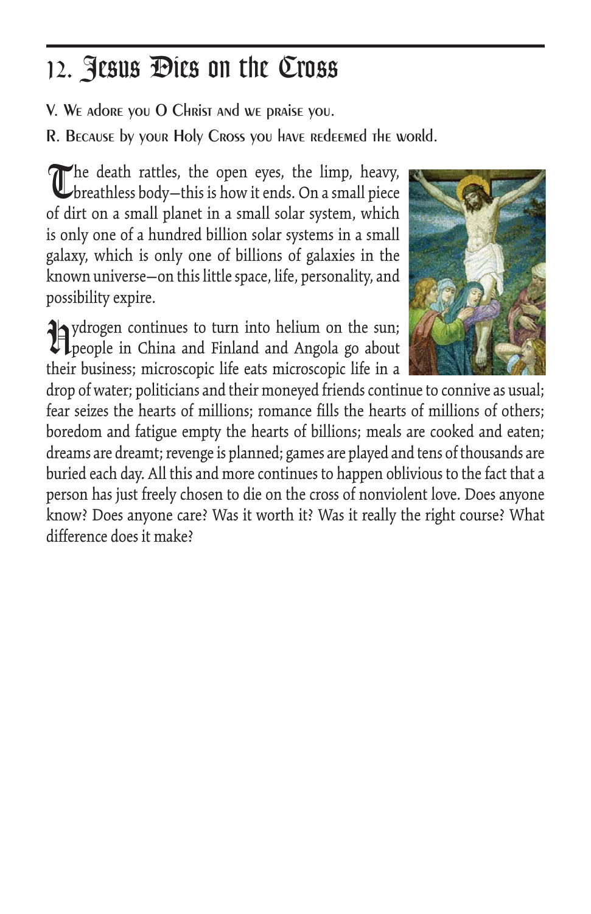## 12. Jesus Dies on the Cross

V. We adore you O Christ and we praise you.

R. Because by your Holy Cross you have redeemed the world.

The death rattles, the open eyes, the limp, heavy, breathless body—this is how it ends. On a small piece of dirt on a small planet in a small solar system, which is only one of a hundred billion solar systems in a small galaxy, which is only one of billions of galaxies in the known universe—on this little space, life, personality, and possibility expire.

Hydrogen continues to turn into helium on the sun; people in China and Finland and Angola go about their business; microscopic life eats microscopic life in a drop of water; politicians and their moneyed friends continue to connive as usual; fear seizes the hearts of millions; romance fills the hearts of millions of others; boredom and fatigue empty the hearts of billions; meals are cooked and eaten; dreams are dreamt; revenge is planned; games are played and tens of thousands are buried each day. All this and more continues to happen oblivious to the fact that a person has just freely chosen to die on the cross of nonviolent love. Does anyone know? Does anyone care? Was it worth it? Was it really the right course? What difference does it make?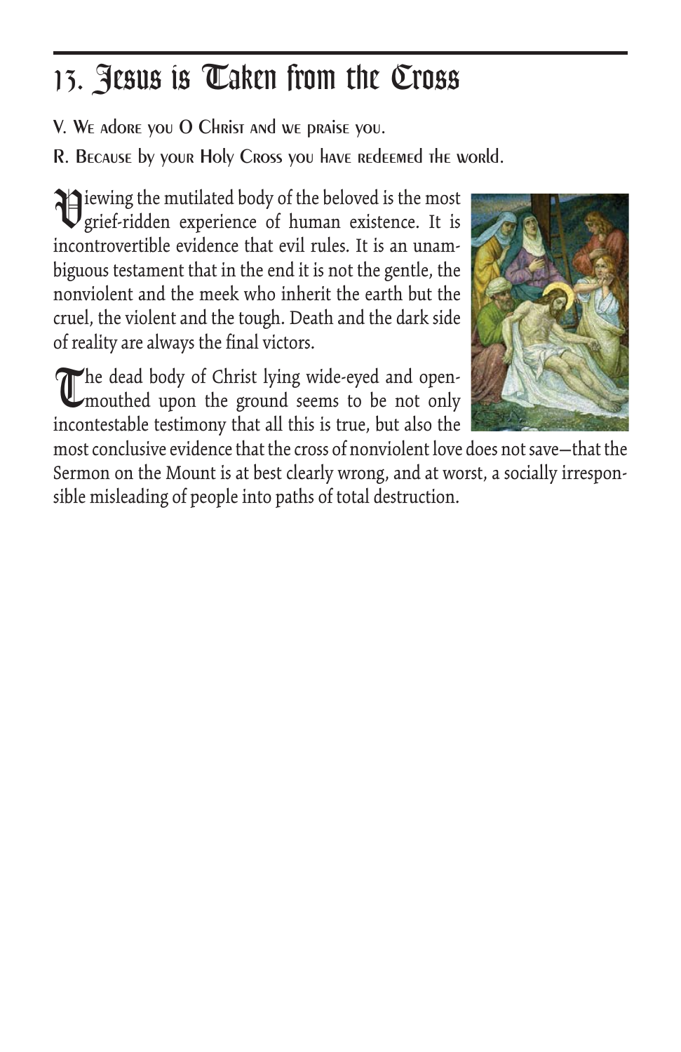# 13. Jesus is Taken from the Cross

V. We adore you O Christ and we praise you.

R. Because by your Holy Cross you have redeemed the world.

Viewing the mutilated body of the beloved is the most grief-ridden experience of human existence. It is incontrovertible evidence that evil rules. It is an unambiguous testament that in the end it is not the gentle, the nonviolent and the meek who inherit the earth but the cruel, the violent and the tough. Death and the dark side of reality are always the final victors.

The dead body of Christ lying wide-eyed and open-mouthed upon the ground seems to be not only incontestable testimony that all this is true, but also the most conclusive evidence that the cross of nonviolent love does not save—that the Sermon on the Mount is at best clearly wrong, and at worst, a socially irresponsible misleading of people into paths of total destruction.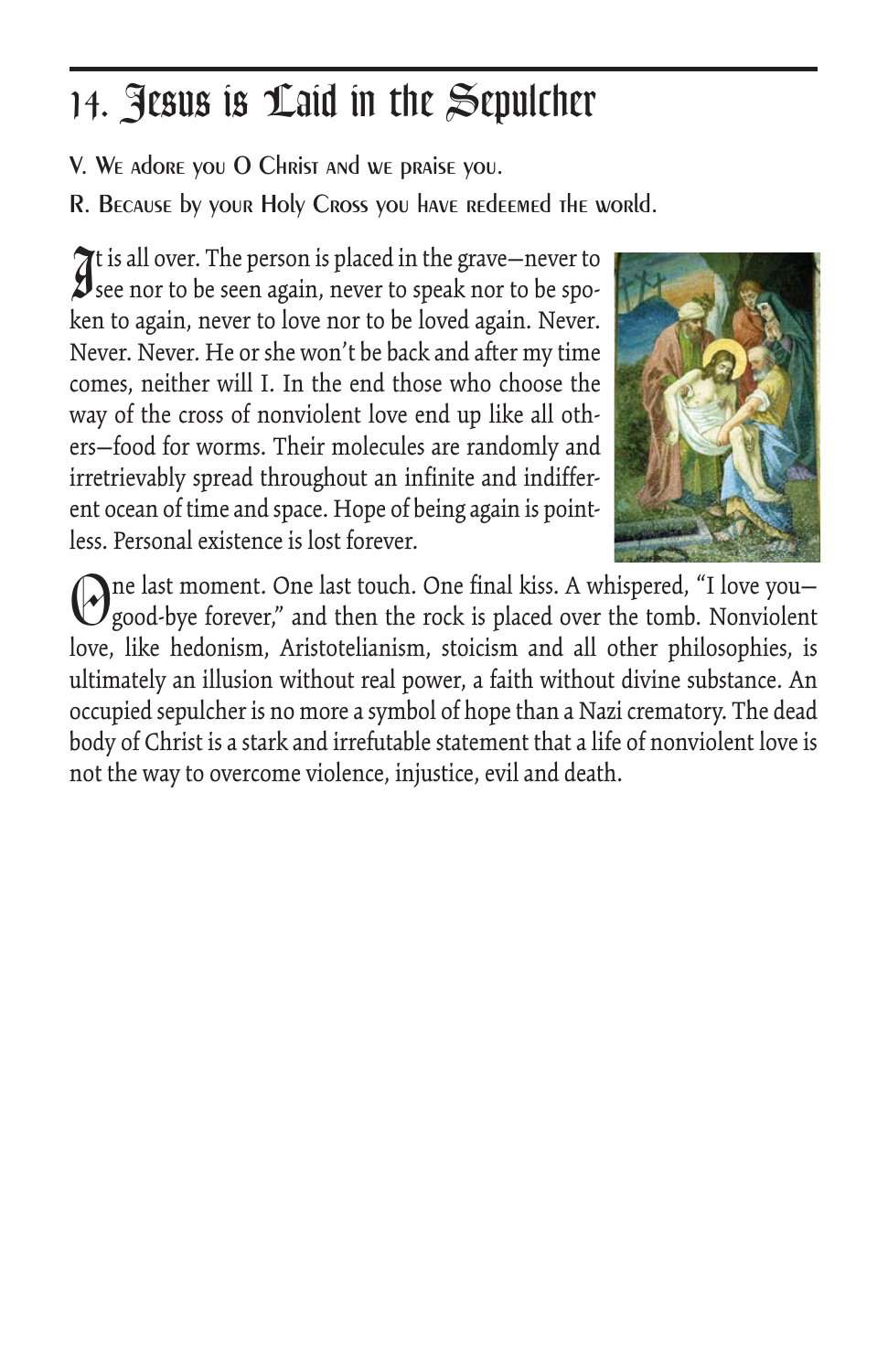# 14. Jesus is Laid in the Sepulcher

V. We adore you O Christ and we praise you.

R. Because by your Holy Cross you have redeemed the world.

It is all over. The person is placed in the grave—never to see nor to be seen again, never to speak nor to be spoken to again, never to love nor to be loved again. Never. Never. Never. He or she won't be back and after my time comes, neither will I. In the end those who choose the way of the cross of nonviolent love end up like all others—food for worms. Their molecules are randomly and irretrievably spread throughout an infinite and indifferent ocean of time and space. Hope of being again is pointless. Personal existence is lost forever.

One last moment. One last touch. One final kiss. A whispered, "I love you—good-bye forever," and then the rock is placed over the tomb. Nonviolent love, like hedonism, Aristotelianism, stoicism and all other philosophies, is ultimately an illusion without real power, a faith without divine substance. An occupied sepulcher is no more a symbol of hope than a Nazi crematory. The dead body of Christ is a stark and irrefutable statement that a life of nonviolent love is not the way to overcome violence, injustice, evil and death.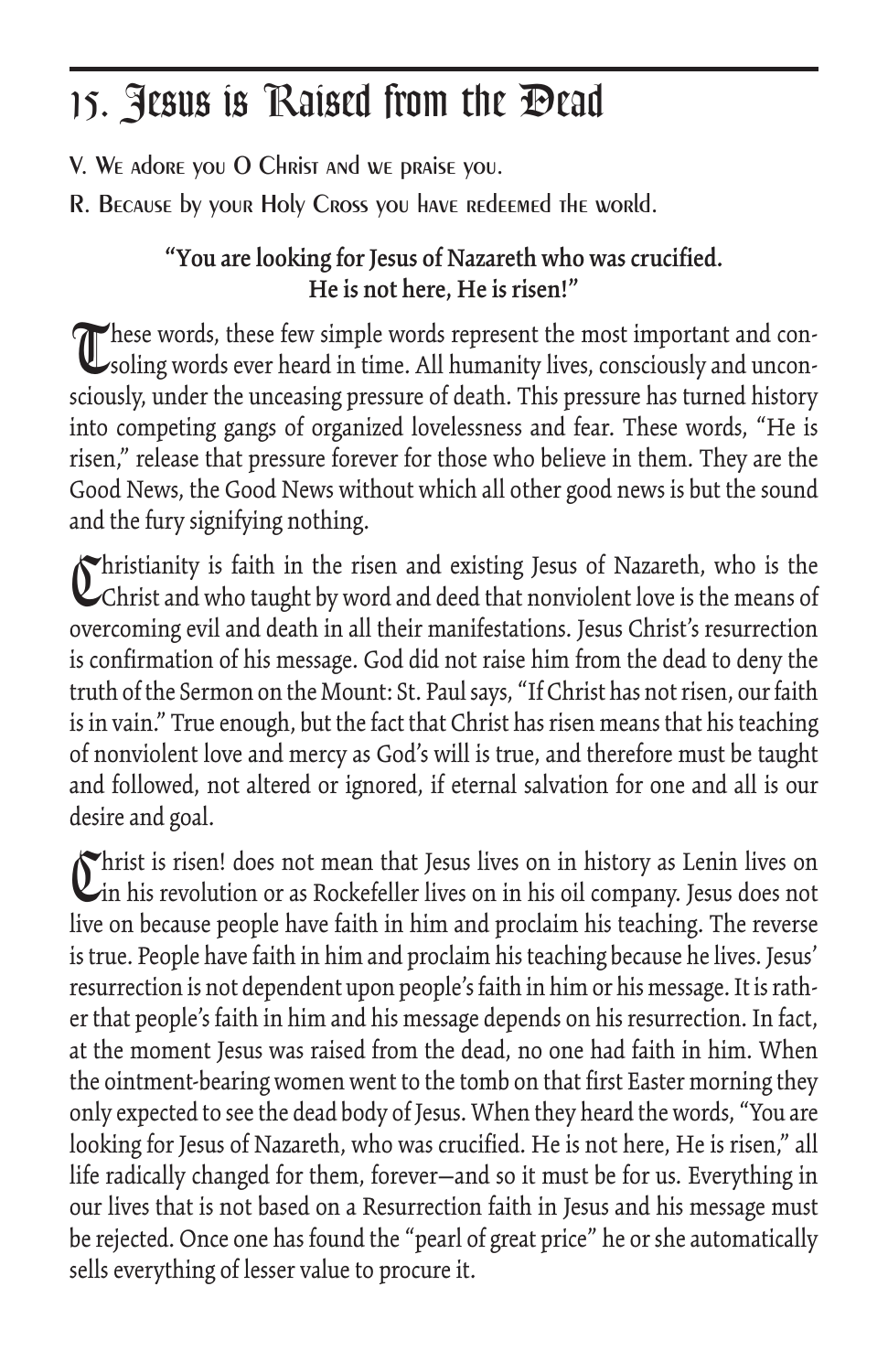# 15. Jesus is Raised from the Dead

V. We adore you O Christ and we praise you.

R. Because by your Holy Cross you have redeemed the world.

**"You are looking for Jesus of Nazareth who was crucified. He is not here, He is risen!"**

These words, these few simple words represent the most important and consoling words ever heard in time. All humanity lives, consciously and unconsciously, under the unceasing pressure of death. This pressure has turned history into competing gangs of organized lovelessness and fear. These words, "He is risen," release that pressure forever for those who believe in them. They are the Good News, the Good News without which all other good news is but the sound and the fury signifying nothing.

Christianity is faith in the risen and existing Jesus of Nazareth, who is the Christ and who taught by word and deed that nonviolent love is the means of overcoming evil and death in all their manifestations. Jesus Christ's resurrection is confirmation of his message. God did not raise him from the dead to deny the truth of the Sermon on the Mount: St. Paul says, "If Christ has not risen, our faith is in vain." True enough, but the fact that Christ has risen means that his teaching of nonviolent love and mercy as God's will is true, and therefore must be taught and followed, not altered or ignored, if eternal salvation for one and all is our desire and goal.

Christ is risen! does not mean that Jesus lives on in history as Lenin lives on in his revolution or as Rockefeller lives on in his oil company. Jesus does not live on because people have faith in him and proclaim his teaching. The reverse is true. People have faith in him and proclaim his teaching because he lives. Jesus' resurrection is not dependent upon people's faith in him or his message. It is rather that people's faith in him and his message depends on his resurrection. In fact, at the moment Jesus was raised from the dead, no one had faith in him. When the ointment-bearing women went to the tomb on that first Easter morning they only expected to see the dead body of Jesus. When they heard the words, "You are looking for Jesus of Nazareth, who was crucified. He is not here, He is risen," all life radically changed for them, forever—and so it must be for us. Everything in our lives that is not based on a Resurrection faith in Jesus and his message must be rejected. Once one has found the "pearl of great price" he or she automatically sells everything of lesser value to procure it.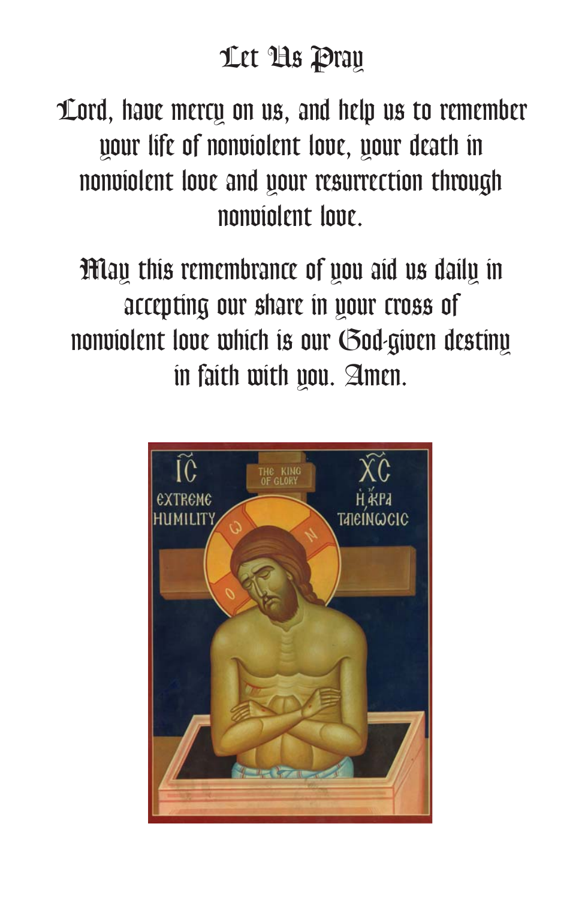# Let Us Pray

Lord, have mercy on us, and help us to remember your life of nonviolent love, your death in nonviolent love and your resurrection through nonviolent love.

May this remembrance of you aid us daily in accepting our share in your cross of nonviolent love which is our God-given destiny in faith with you. Amen.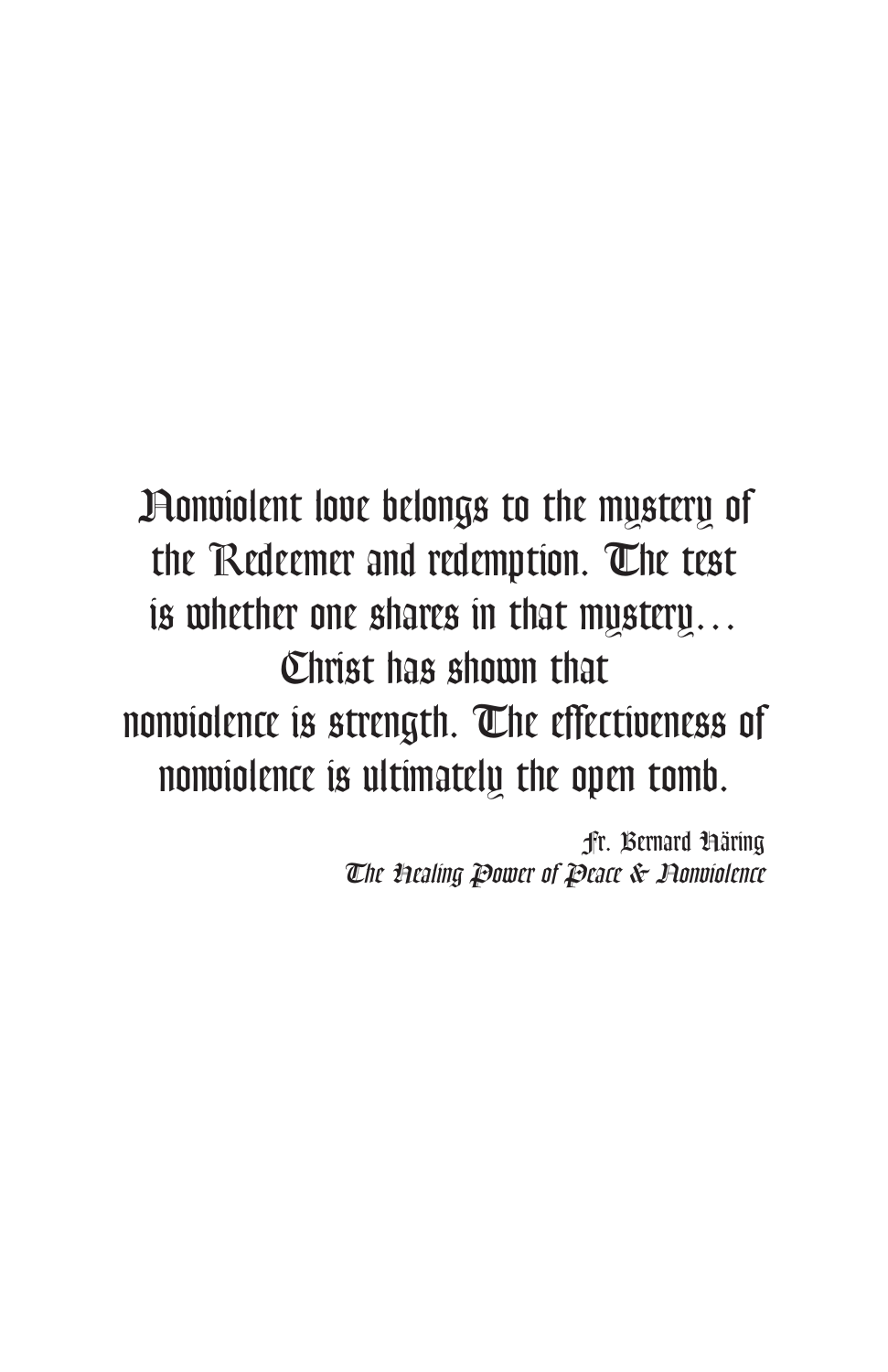Nonviolent love belongs to the mystery of the Redeemer and redemption. The test is whether one shares in that mystery… Christ has shown that nonviolence is strength. The effectiveness of nonviolence is ultimately the open tomb.

Fr. Bernard Häring
*The Healing Power of Peace & Nonviolence*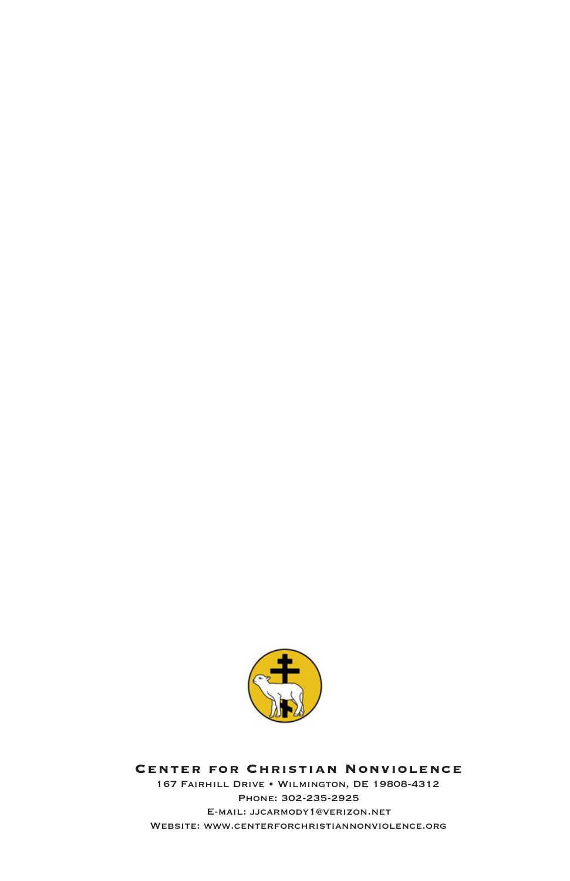**Center for Christian Nonviolence**

167 Fairhill Drive • Wilmington, DE 19808-4312

Phone: 302-235-2925

E-mail: jjcarmody1@verizon.net

Website: www.centerforchristiannonviolence.org